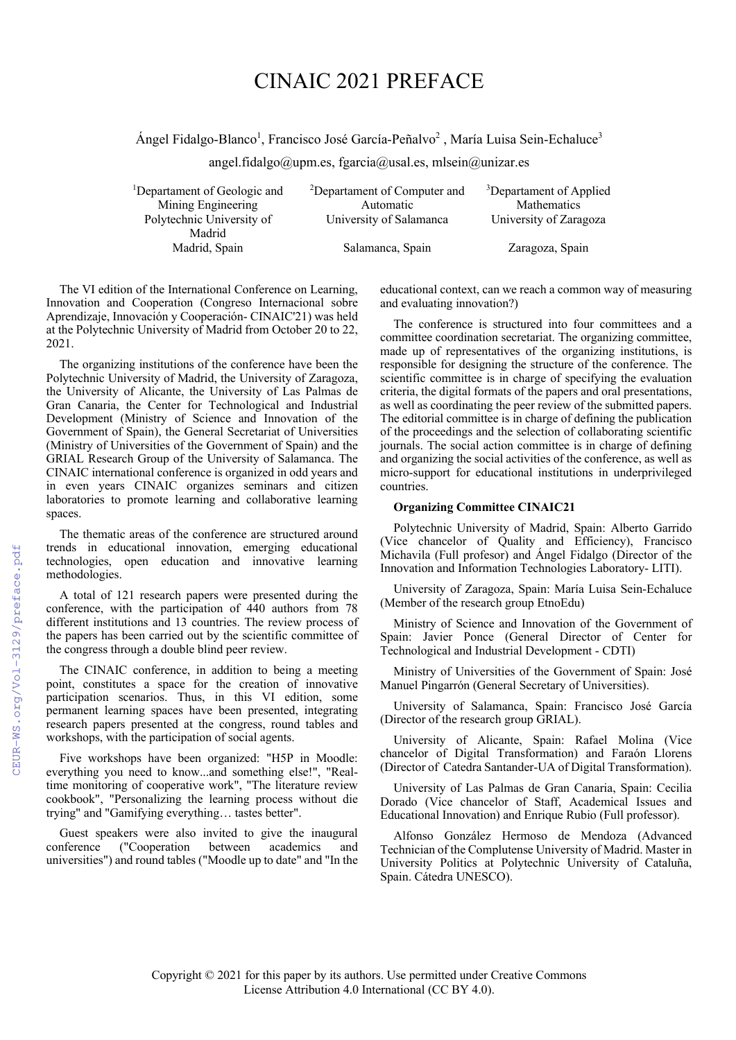# CINAIC 2021 PREFACE

Ángel Fidalgo-Blanco[1], Francisco José García-Peñalvo[2] , María Luisa Sein-Echaluce[3]

angel.fidalgo@upm.es, fgarcia@usal.es, mlsein@unizar.es

[1]Departament of Geologic and Mining Engineering
Polytechnic University of Madrid
Madrid, Spain

[2]Departament of Computer and Automatic
University of Salamanca
Salamanca, Spain

[3]Departament of Applied Mathematics
University of Zaragoza
Zaragoza, Spain

The VI edition of the International Conference on Learning, Innovation and Cooperation (Congreso Internacional sobre Aprendizaje, Innovación y Cooperación- CINAIC'21) was held at the Polytechnic University of Madrid from October 20 to 22, 2021.

The organizing institutions of the conference have been the Polytechnic University of Madrid, the University of Zaragoza, the University of Alicante, the University of Las Palmas de Gran Canaria, the Center for Technological and Industrial Development (Ministry of Science and Innovation of the Government of Spain), the General Secretariat of Universities (Ministry of Universities of the Government of Spain) and the GRIAL Research Group of the University of Salamanca. The CINAIC international conference is organized in odd years and in even years CINAIC organizes seminars and citizen laboratories to promote learning and collaborative learning spaces.

The thematic areas of the conference are structured around trends in educational innovation, emerging educational technologies, open education and innovative learning methodologies.

A total of 121 research papers were presented during the conference, with the participation of 440 authors from 78 different institutions and 13 countries. The review process of the papers has been carried out by the scientific committee of the congress through a double blind peer review.

The CINAIC conference, in addition to being a meeting point, constitutes a space for the creation of innovative participation scenarios. Thus, in this VI edition, some permanent learning spaces have been presented, integrating research papers presented at the congress, round tables and workshops, with the participation of social agents.

Five workshops have been organized: "H5P in Moodle: everything you need to know...and something else!", "Real-time monitoring of cooperative work", "The literature review cookbook", "Personalizing the learning process without die trying" and "Gamifying everything… tastes better".

Guest speakers were also invited to give the inaugural conference ("Cooperation between academics and universities") and round tables ("Moodle up to date" and "In the educational context, can we reach a common way of measuring and evaluating innovation?)

The conference is structured into four committees and a committee coordination secretariat. The organizing committee, made up of representatives of the organizing institutions, is responsible for designing the structure of the conference. The scientific committee is in charge of specifying the evaluation criteria, the digital formats of the papers and oral presentations, as well as coordinating the peer review of the submitted papers. The editorial committee is in charge of defining the publication of the proceedings and the selection of collaborating scientific journals. The social action committee is in charge of defining and organizing the social activities of the conference, as well as micro-support for educational institutions in underprivileged countries.

**Organizing Committee CINAIC21**

Polytechnic University of Madrid, Spain: Alberto Garrido (Vice chancelor of Quality and Efficiency), Francisco Michavila (Full profesor) and Ángel Fidalgo (Director of the Innovation and Information Technologies Laboratory- LITI).

University of Zaragoza, Spain: María Luisa Sein-Echaluce (Member of the research group EtnoEdu)

Ministry of Science and Innovation of the Government of Spain: Javier Ponce (General Director of Center for Technological and Industrial Development - CDTI)

Ministry of Universities of the Government of Spain: José Manuel Pingarrón (General Secretary of Universities).

University of Salamanca, Spain: Francisco José García (Director of the research group GRIAL).

University of Alicante, Spain: Rafael Molina (Vice chancelor of Digital Transformation) and Faraón Llorens (Director of Catedra Santander-UA of Digital Transformation).

University of Las Palmas de Gran Canaria, Spain: Cecilia Dorado (Vice chancelor of Staff, Academical Issues and Educational Innovation) and Enrique Rubio (Full professor).

Alfonso González Hermoso de Mendoza (Advanced Technician of the Complutense University of Madrid. Master in University Politics at Polytechnic University of Cataluña, Spain. Cátedra UNESCO).

Copyright © 2021 for this paper by its authors. Use permitted under Creative Commons License Attribution 4.0 International (CC BY 4.0).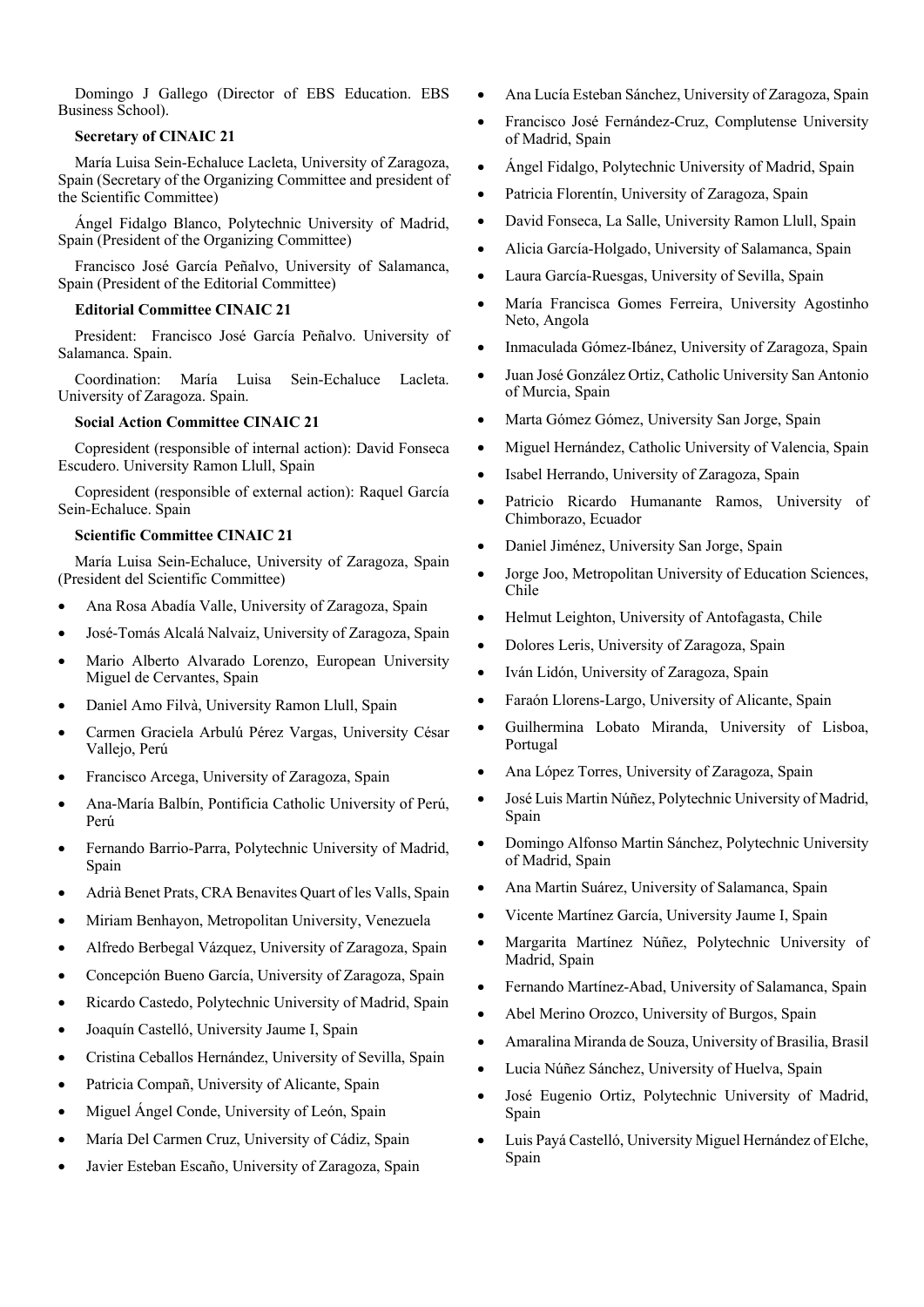Domingo J Gallego (Director of EBS Education. EBS Business School).

**Secretary of CINAIC 21**

María Luisa Sein-Echaluce Lacleta, University of Zaragoza, Spain (Secretary of the Organizing Committee and president of the Scientific Committee)

Ángel Fidalgo Blanco, Polytechnic University of Madrid, Spain (President of the Organizing Committee)

Francisco José García Peñalvo, University of Salamanca, Spain (President of the Editorial Committee)

**Editorial Committee CINAIC 21**

President: Francisco José García Peñalvo. University of Salamanca. Spain.

Coordination: María Luisa Sein-Echaluce Lacleta. University of Zaragoza. Spain.

**Social Action Committee CINAIC 21**

Copresident (responsible of internal action): David Fonseca Escudero. University Ramon Llull, Spain

Copresident (responsible of external action): Raquel García Sein-Echaluce. Spain

**Scientific Committee CINAIC 21**

María Luisa Sein-Echaluce, University of Zaragoza, Spain (President del Scientific Committee)

- Ana Rosa Abadía Valle, University of Zaragoza, Spain
- José-Tomás Alcalá Nalvaiz, University of Zaragoza, Spain
- Mario Alberto Alvarado Lorenzo, European University Miguel de Cervantes, Spain
- Daniel Amo Filvà, University Ramon Llull, Spain
- Carmen Graciela Arbulú Pérez Vargas, University César Vallejo, Perú
- Francisco Arcega, University of Zaragoza, Spain
- Ana-María Balbín, Pontificia Catholic University of Perú, Perú
- Fernando Barrio-Parra, Polytechnic University of Madrid, Spain
- Adrià Benet Prats, CRA Benavites Quart of les Valls, Spain
- Miriam Benhayon, Metropolitan University, Venezuela
- Alfredo Berbegal Vázquez, University of Zaragoza, Spain
- Concepción Bueno García, University of Zaragoza, Spain
- Ricardo Castedo, Polytechnic University of Madrid, Spain
- Joaquín Castelló, University Jaume I, Spain
- Cristina Ceballos Hernández, University of Sevilla, Spain
- Patricia Compañ, University of Alicante, Spain
- Miguel Ángel Conde, University of León, Spain
- María Del Carmen Cruz, University of Cádiz, Spain
- Javier Esteban Escaño, University of Zaragoza, Spain
- Ana Lucía Esteban Sánchez, University of Zaragoza, Spain
- Francisco José Fernández-Cruz, Complutense University of Madrid, Spain
- Ángel Fidalgo, Polytechnic University of Madrid, Spain
- Patricia Florentín, University of Zaragoza, Spain
- David Fonseca, La Salle, University Ramon Llull, Spain
- Alicia García-Holgado, University of Salamanca, Spain
- Laura García-Ruesgas, University of Sevilla, Spain
- María Francisca Gomes Ferreira, University Agostinho Neto, Angola
- Inmaculada Gómez-Ibánez, University of Zaragoza, Spain
- Juan José González Ortiz, Catholic University San Antonio of Murcia, Spain
- Marta Gómez Gómez, University San Jorge, Spain
- Miguel Hernández, Catholic University of Valencia, Spain
- Isabel Herrando, University of Zaragoza, Spain
- Patricio Ricardo Humanante Ramos, University of Chimborazo, Ecuador
- Daniel Jiménez, University San Jorge, Spain
- Jorge Joo, Metropolitan University of Education Sciences, Chile
- Helmut Leighton, University of Antofagasta, Chile
- Dolores Leris, University of Zaragoza, Spain
- Iván Lidón, University of Zaragoza, Spain
- Faraón Llorens-Largo, University of Alicante, Spain
- Guilhermina Lobato Miranda, University of Lisboa, Portugal
- Ana López Torres, University of Zaragoza, Spain
- José Luis Martin Núñez, Polytechnic University of Madrid, Spain
- Domingo Alfonso Martin Sánchez, Polytechnic University of Madrid, Spain
- Ana Martin Suárez, University of Salamanca, Spain
- Vicente Martínez García, University Jaume I, Spain
- Margarita Martínez Núñez, Polytechnic University of Madrid, Spain
- Fernando Martínez-Abad, University of Salamanca, Spain
- Abel Merino Orozco, University of Burgos, Spain
- Amaralina Miranda de Souza, University of Brasilia, Brasil
- Lucia Núñez Sánchez, University of Huelva, Spain
- José Eugenio Ortiz, Polytechnic University of Madrid, Spain
- Luis Payá Castelló, University Miguel Hernández of Elche, Spain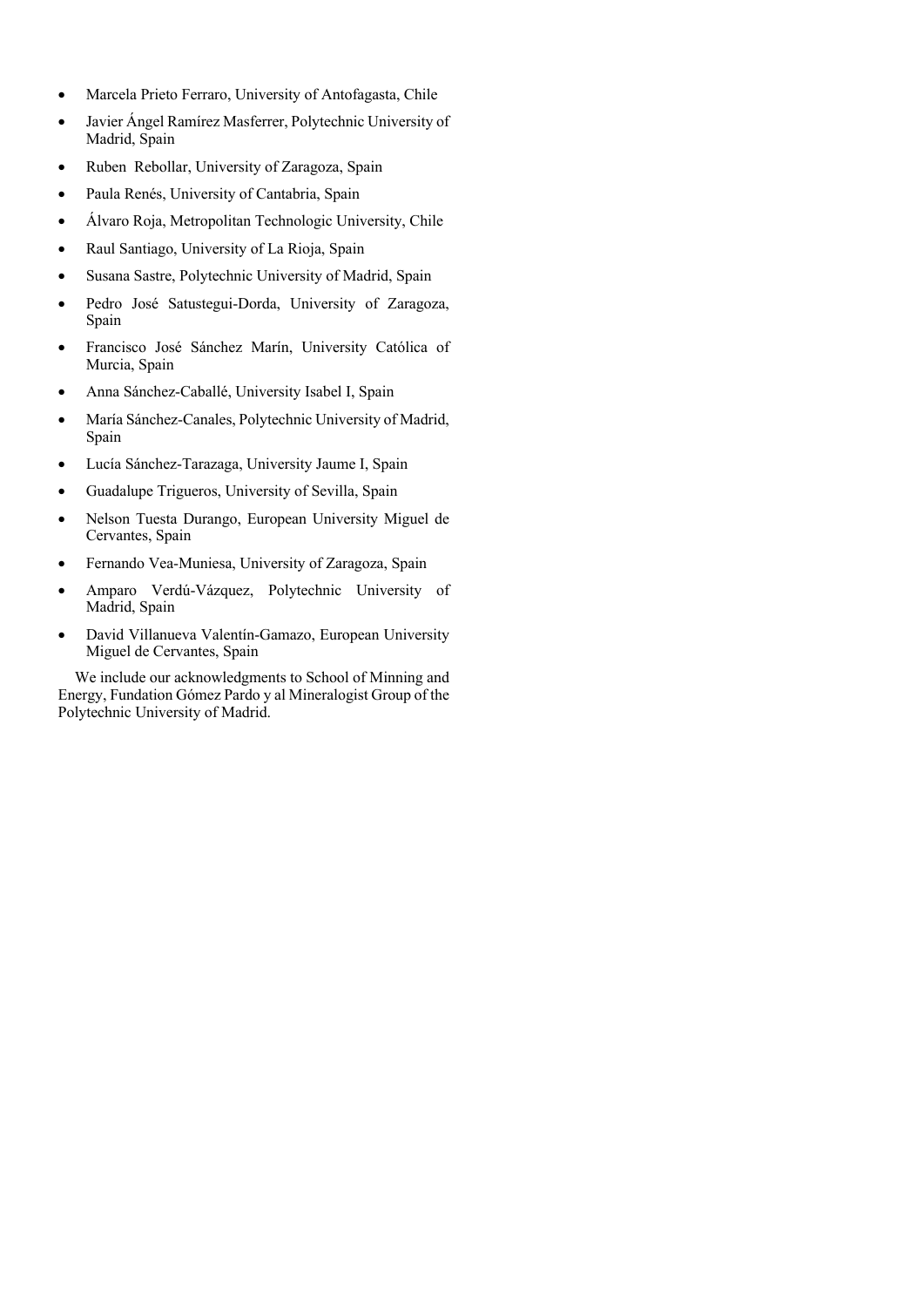- Marcela Prieto Ferraro, University of Antofagasta, Chile
- Javier Ángel Ramírez Masferrer, Polytechnic University of Madrid, Spain
- Ruben Rebollar, University of Zaragoza, Spain
- Paula Renés, University of Cantabria, Spain
- Álvaro Roja, Metropolitan Technologic University, Chile
- Raul Santiago, University of La Rioja, Spain
- Susana Sastre, Polytechnic University of Madrid, Spain
- Pedro José Satustegui-Dorda, University of Zaragoza, Spain
- Francisco José Sánchez Marín, University Católica of Murcia, Spain
- Anna Sánchez-Caballé, University Isabel I, Spain
- María Sánchez-Canales, Polytechnic University of Madrid, Spain
- Lucía Sánchez-Tarazaga, University Jaume I, Spain
- Guadalupe Trigueros, University of Sevilla, Spain
- Nelson Tuesta Durango, European University Miguel de Cervantes, Spain
- Fernando Vea-Muniesa, University of Zaragoza, Spain
- Amparo Verdú-Vázquez, Polytechnic University of Madrid, Spain
- David Villanueva Valentín-Gamazo, European University Miguel de Cervantes, Spain

We include our acknowledgments to School of Minning and Energy, Fundation Gómez Pardo y al Mineralogist Group of the Polytechnic University of Madrid.